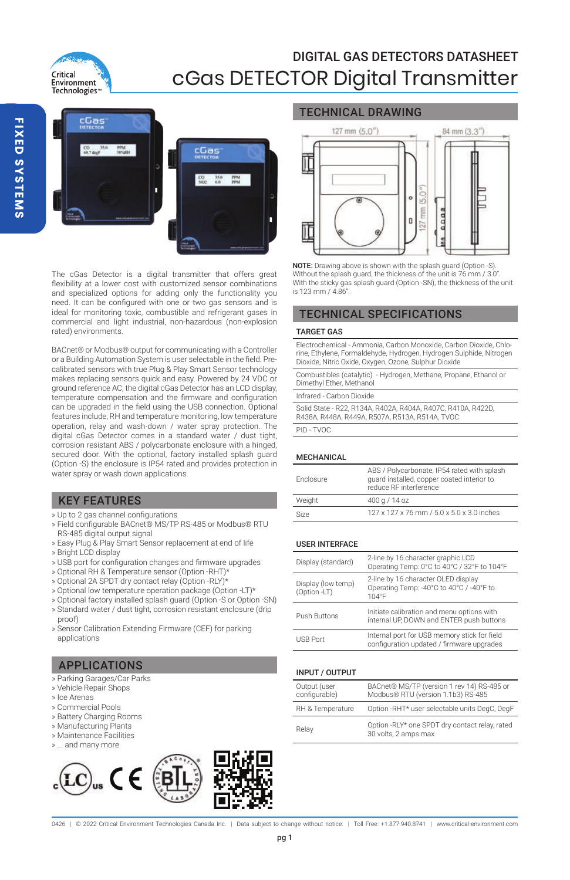# DIGITAL GAS DETECTORS DATASHEET

# cGas DETECTOR Digital Transmitter

FIXED SYSTEMS

The cGas Detector is a digital transmitter that offers great flexibility at a lower cost with customized sensor combinations and specialized options for adding only the functionality you need. It can be configured with one or two gas sensors and is ideal for monitoring toxic, combustible and refrigerant gases in commercial and light industrial, non-hazardous (non-explosion rated) environments.

BACnet® or Modbus® output for communicating with a Controller or a Building Automation System is user selectable in the field. Pre-calibrated sensors with true Plug & Play Smart Sensor technology makes replacing sensors quick and easy. Powered by 24 VDC or ground reference AC, the digital cGas Detector has an LCD display, temperature compensation and the firmware and configuration can be upgraded in the field using the USB connection. Optional features include, RH and temperature monitoring, low temperature operation, relay and wash-down / water spray protection. The digital cGas Detector comes in a standard water / dust tight, corrosion resistant ABS / polycarbonate enclosure with a hinged, secured door. With the optional, factory installed splash guard (Option -S) the enclosure is IP54 rated and provides protection in water spray or wash down applications.

## KEY FEATURES

- Up to 2 gas channel configurations
- Field configurable BACnet® MS/TP RS-485 or Modbus® RTU RS-485 digital output signal
- Easy Plug & Play Smart Sensor replacement at end of life
- Bright LCD display
- USB port for configuration changes and firmware upgrades
- Optional RH & Temperature sensor (Option -RHT)*
- Optional 2A SPDT dry contact relay (Option -RLY)*
- Optional low temperature operation package (Option -LT)*
- Optional factory installed splash guard (Option -S or Option -SN)
- Standard water / dust tight, corrosion resistant enclosure (drip proof)
- Sensor Calibration Extending Firmware (CEF) for parking applications

## APPLICATIONS

- Parking Garages/Car Parks
- Vehicle Repair Shops
- Ice Arenas
- Commercial Pools
- Battery Charging Rooms
- Manufacturing Plants
- Maintenance Facilities
- ... and many more

## TECHNICAL DRAWING

127 mm (5.0") | 84 mm (3.3") | 127 mm (5.0")

**NOTE:** Drawing above is shown with the splash guard (Option -S). Without the splash guard, the thickness of the unit is 76 mm / 3.0". With the sticky gas splash guard (Option -SN), the thickness of the unit is 123 mm / 4.86".

## TECHNICAL SPECIFICATIONS

### TARGET GAS

| |
|---|
| Electrochemical - Ammonia, Carbon Monoxide, Carbon Dioxide, Chlorine, Ethylene, Formaldehyde, Hydrogen, Hydrogen Sulphide, Nitrogen Dioxide, Nitric Oxide, Oxygen, Ozone, Sulphur Dioxide |
| Combustibles (catalytic) - Hydrogen, Methane, Propane, Ethanol or Dimethyl Ether, Methanol |
| Infrared - Carbon Dioxide |
| Solid State - R22, R134A, R402A, R404A, R407C, R410A, R422D, R438A, R448A, R449A, R507A, R513A, R514A, TVOC |
| PID - TVOC |

### MECHANICAL

| | |
|---|---|
| Enclosure | ABS / Polycarbonate, IP54 rated with splash guard installed, copper coated interior to reduce RF interference |
| Weight | 400 g / 14 oz |
| Size | 127 x 127 x 76 mm / 5.0 x 5.0 x 3.0 inches |

### USER INTERFACE

| | |
|---|---|
| Display (standard) | 2-line by 16 character graphic LCD<br>Operating Temp: 0°C to 40°C / 32°F to 104°F |
| Display (low temp) (Option -LT) | 2-line by 16 character OLED display<br>Operating Temp: -40°C to 40°C / -40°F to 104°F |
| Push Buttons | Initiate calibration and menu options with internal UP, DOWN and ENTER push buttons |
| USB Port | Internal port for USB memory stick for field configuration updated / firmware upgrades |

### INPUT / OUTPUT

| | |
|---|---|
| Output (user configurable) | BACnet® MS/TP (version 1 rev 14) RS-485 or Modbus® RTU (version 1.1b3) RS-485 |
| RH & Temperature | Option -RHT* user selectable units DegC, DegF |
| Relay | Option -RLY* one SPDT dry contact relay, rated 30 volts, 2 amps max |

0426 | © 2022 Critical Environment Technologies Canada Inc. | Data subject to change without notice. | Toll Free: +1.877.940.8741 | www.critical-environment.com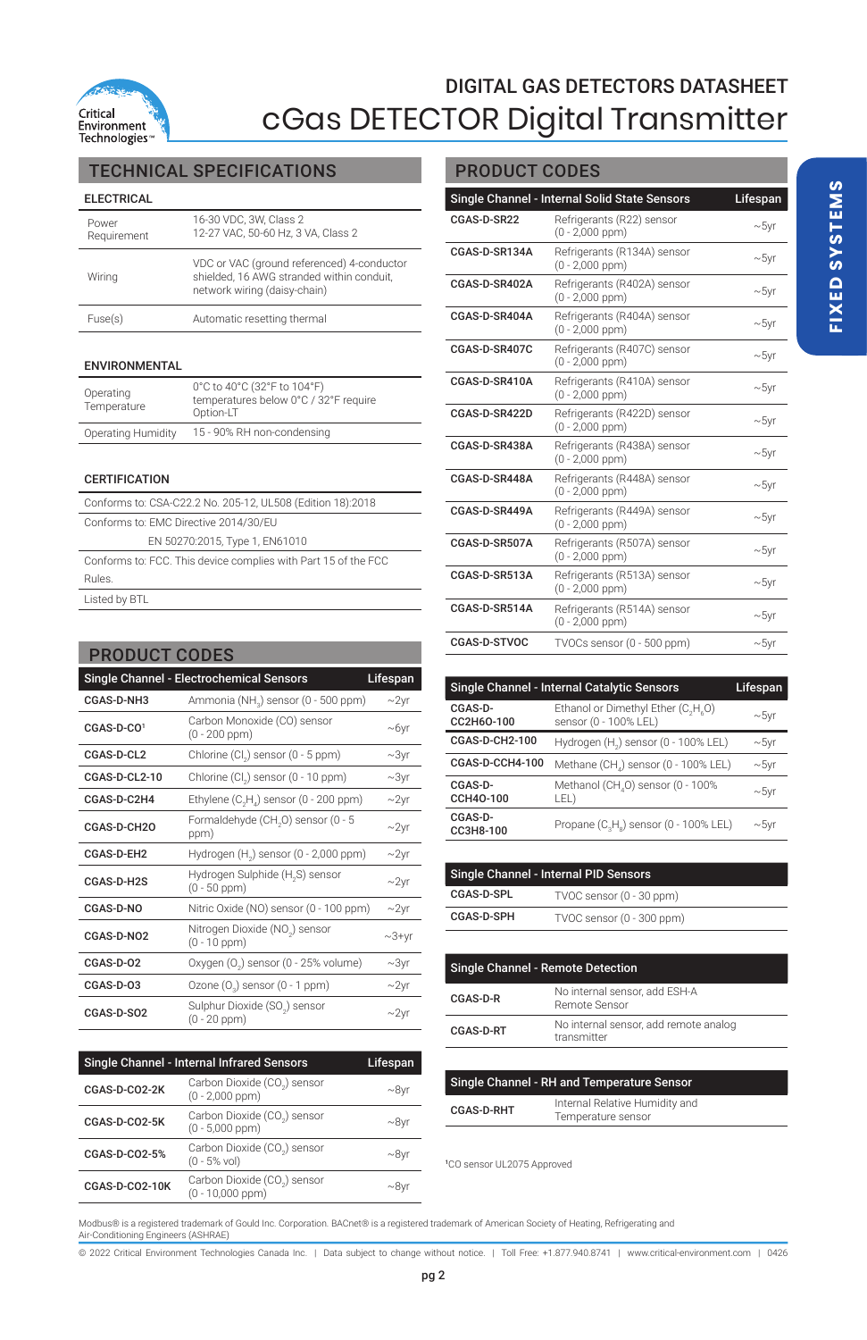# DIGITAL GAS DETECTORS DATASHEET

# cGas DETECTOR Digital Transmitter

FIXED SYSTEMS

## TECHNICAL SPECIFICATIONS

### ELECTRICAL

| | |
|---|---|
| Power Requirement | 16-30 VDC, 3W, Class 2<br>12-27 VAC, 50-60 Hz, 3 VA, Class 2 |
| Wiring | VDC or VAC (ground referenced) 4-conductor shielded, 16 AWG stranded within conduit, network wiring (daisy-chain) |
| Fuse(s) | Automatic resetting thermal |

### ENVIRONMENTAL

| | |
|---|---|
| Operating Temperature | 0°C to 40°C (32°F to 104°F) temperatures below 0°C / 32°F require Option-LT |
| Operating Humidity | 15 - 90% RH non-condensing |

### CERTIFICATION

Conforms to: CSA-C22.2 No. 205-12, UL508 (Edition 18):2018

Conforms to: EMC Directive 2014/30/EU
EN 50270:2015, Type 1, EN61010

Conforms to: FCC. This device complies with Part 15 of the FCC Rules.

Listed by BTL

## PRODUCT CODES

| Single Channel - Electrochemical Sensors | | Lifespan |
|---|---|---|
| CGAS-D-NH3 | Ammonia ($NH_3$) sensor (0 - 500 ppm) | ~2yr |
| CGAS-D-CO[1] | Carbon Monoxide (CO) sensor (0 - 200 ppm) | ~6yr |
| CGAS-D-CL2 | Chlorine ($Cl_2$) sensor (0 - 5 ppm) | ~3yr |
| CGAS-D-CL2-10 | Chlorine ($Cl_2$) sensor (0 - 10 ppm) | ~3yr |
| CGAS-D-C2H4 | Ethylene ($C_2H_4$) sensor (0 - 200 ppm) | ~2yr |
| CGAS-D-CH2O | Formaldehyde ($CH_2O$) sensor (0 - 5 ppm) | ~2yr |
| CGAS-D-EH2 | Hydrogen ($H_2$) sensor (0 - 2,000 ppm) | ~2yr |
| CGAS-D-H2S | Hydrogen Sulphide ($H_2S$) sensor (0 - 50 ppm) | ~2yr |
| CGAS-D-NO | Nitric Oxide (NO) sensor (0 - 100 ppm) | ~2yr |
| CGAS-D-NO2 | Nitrogen Dioxide ($NO_2$) sensor (0 - 10 ppm) | ~3+yr |
| CGAS-D-O2 | Oxygen ($O_2$) sensor (0 - 25% volume) | ~3yr |
| CGAS-D-O3 | Ozone ($O_3$) sensor (0 - 1 ppm) | ~2yr |
| CGAS-D-SO2 | Sulphur Dioxide ($SO_2$) sensor (0 - 20 ppm) | ~2yr |

| Single Channel - Internal Infrared Sensors | | Lifespan |
|---|---|---|
| CGAS-D-CO2-2K | Carbon Dioxide ($CO_2$) sensor (0 - 2,000 ppm) | ~8yr |
| CGAS-D-CO2-5K | Carbon Dioxide ($CO_2$) sensor (0 - 5,000 ppm) | ~8yr |
| CGAS-D-CO2-5% | Carbon Dioxide ($CO_2$) sensor (0 - 5% vol) | ~8yr |
| CGAS-D-CO2-10K | Carbon Dioxide ($CO_2$) sensor (0 - 10,000 ppm) | ~8yr |

## PRODUCT CODES

| Single Channel - Internal Solid State Sensors | | Lifespan |
|---|---|---|
| CGAS-D-SR22 | Refrigerants (R22) sensor (0 - 2,000 ppm) | ~5yr |
| CGAS-D-SR134A | Refrigerants (R134A) sensor (0 - 2,000 ppm) | ~5yr |
| CGAS-D-SR402A | Refrigerants (R402A) sensor (0 - 2,000 ppm) | ~5yr |
| CGAS-D-SR404A | Refrigerants (R404A) sensor (0 - 2,000 ppm) | ~5yr |
| CGAS-D-SR407C | Refrigerants (R407C) sensor (0 - 2,000 ppm) | ~5yr |
| CGAS-D-SR410A | Refrigerants (R410A) sensor (0 - 2,000 ppm) | ~5yr |
| CGAS-D-SR422D | Refrigerants (R422D) sensor (0 - 2,000 ppm) | ~5yr |
| CGAS-D-SR438A | Refrigerants (R438A) sensor (0 - 2,000 ppm) | ~5yr |
| CGAS-D-SR448A | Refrigerants (R448A) sensor (0 - 2,000 ppm) | ~5yr |
| CGAS-D-SR449A | Refrigerants (R449A) sensor (0 - 2,000 ppm) | ~5yr |
| CGAS-D-SR507A | Refrigerants (R507A) sensor (0 - 2,000 ppm) | ~5yr |
| CGAS-D-SR513A | Refrigerants (R513A) sensor (0 - 2,000 ppm) | ~5yr |
| CGAS-D-SR514A | Refrigerants (R514A) sensor (0 - 2,000 ppm) | ~5yr |
| CGAS-D-STVOC | TVOCs sensor (0 - 500 ppm) | ~5yr |

| Single Channel - Internal Catalytic Sensors | | Lifespan |
|---|---|---|
| CGAS-D-CC2H6O-100 | Ethanol or Dimethyl Ether ($C_2H_6O$) sensor (0 - 100% LEL) | ~5yr |
| CGAS-D-CH2-100 | Hydrogen ($H_2$) sensor (0 - 100% LEL) | ~5yr |
| CGAS-D-CCH4-100 | Methane ($CH_4$) sensor (0 - 100% LEL) | ~5yr |
| CGAS-D-CCH4O-100 | Methanol ($CH_4O$) sensor (0 - 100% LEL) | ~5yr |
| CGAS-D-CC3H8-100 | Propane ($C_3H_8$) sensor (0 - 100% LEL) | ~5yr |

| Single Channel - Internal PID Sensors | |
|---|---|
| CGAS-D-SPL | TVOC sensor (0 - 30 ppm) |
| CGAS-D-SPH | TVOC sensor (0 - 300 ppm) |

| Single Channel - Remote Detection | |
|---|---|
| CGAS-D-R | No internal sensor, add ESH-A Remote Sensor |
| CGAS-D-RT | No internal sensor, add remote analog transmitter |

| Single Channel - RH and Temperature Sensor | |
|---|---|
| CGAS-D-RHT | Internal Relative Humidity and Temperature sensor |

[1]CO sensor UL2075 Approved

Modbus® is a registered trademark of Gould Inc. Corporation. BACnet® is a registered trademark of American Society of Heating, Refrigerating and Air-Conditioning Engineers (ASHRAE)

© 2022 Critical Environment Technologies Canada Inc. | Data subject to change without notice. | Toll Free: +1.877.940.8741 | www.critical-environment.com | 0426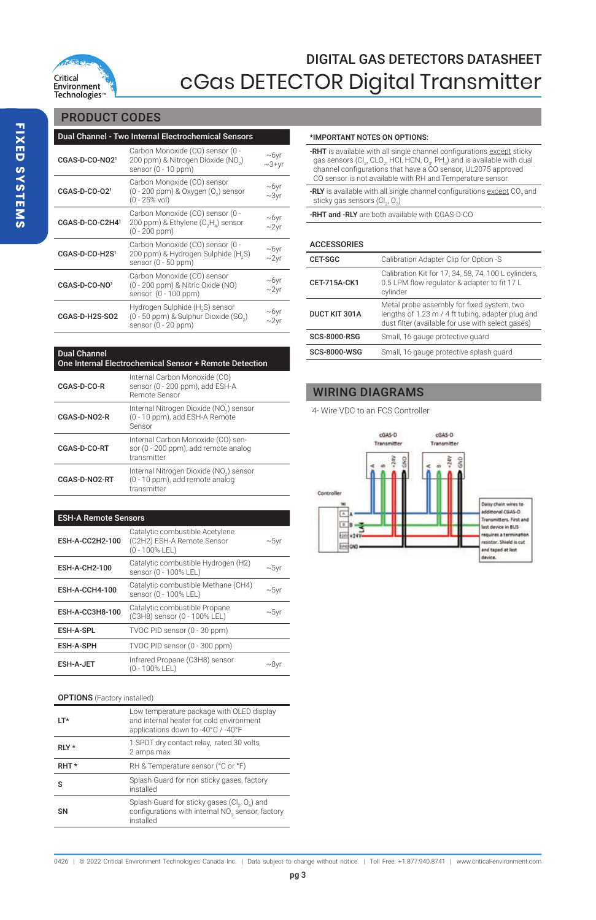# DIGITAL GAS DETECTORS DATASHEET

# cGas DETECTOR Digital Transmitter

FIXED SYSTEMS

## PRODUCT CODES

| Dual Channel - Two Internal Electrochemical Sensors | | |
|---|---|---|
| CGAS-D-CO-NO2[1] | Carbon Monoxide (CO) sensor (0 - 200 ppm) & Nitrogen Dioxide ($NO_2$) sensor (0 - 10 ppm) | ~6yr ~3+yr |
| CGAS-D-CO-O2[1] | Carbon Monoxide (CO) sensor (0 - 200 ppm) & Oxygen ($O_2$) sensor (0 - 25% vol) | ~6yr ~3yr |
| CGAS-D-CO-C2H4[1] | Carbon Monoxide (CO) sensor (0 - 200 ppm) & Ethylene ($C_2H_4$) sensor (0 - 200 ppm) | ~6yr ~2yr |
| CGAS-D-CO-H2S[1] | Carbon Monoxide (CO) sensor (0 - 200 ppm) & Hydrogen Sulphide ($H_2S$) sensor (0 - 50 ppm) | ~6yr ~2yr |
| CGAS-D-CO-NO[1] | Carbon Monoxide (CO) sensor (0 - 200 ppm) & Nitric Oxide (NO) sensor (0 - 100 ppm) | ~6yr ~2yr |
| CGAS-D-H2S-SO2 | Hydrogen Sulphide ($H_2S$) sensor (0 - 50 ppm) & Sulphur Dioxide ($SO_2$) sensor (0 - 20 ppm) | ~6yr ~2yr |

| Dual Channel<br>One Internal Electrochemical Sensor + Remote Detection | |
|---|---|
| CGAS-D-CO-R | Internal Carbon Monoxide (CO) sensor (0 - 200 ppm), add ESH-A Remote Sensor |
| CGAS-D-NO2-R | Internal Nitrogen Dioxide ($NO_2$) sensor (0 - 10 ppm), add ESH-A Remote Sensor |
| CGAS-D-CO-RT | Internal Carbon Monoxide (CO) sensor (0 - 200 ppm), add remote analog transmitter |
| CGAS-D-NO2-RT | Internal Nitrogen Dioxide ($NO_2$) sensor (0 - 10 ppm), add remote analog transmitter |

| ESH-A Remote Sensors | | |
|---|---|---|
| ESH-A-CC2H2-100 | Catalytic combustible Acetylene (C2H2) ESH-A Remote Sensor (0 - 100% LEL) | ~5yr |
| ESH-A-CH2-100 | Catalytic combustible Hydrogen (H2) sensor (0 - 100% LEL) | ~5yr |
| ESH-A-CCH4-100 | Catalytic combustible Methane (CH4) sensor (0 - 100% LEL) | ~5yr |
| ESH-A-CC3H8-100 | Catalytic combustible Propane (C3H8) sensor (0 - 100% LEL) | ~5yr |
| ESH-A-SPL | TVOC PID sensor (0 - 30 ppm) | |
| ESH-A-SPH | TVOC PID sensor (0 - 300 ppm) | |
| ESH-A-JET | Infrared Propane (C3H8) sensor (0 - 100% LEL) | ~8yr |

### OPTIONS (Factory installed)

| | |
|---|---|
| LT* | Low temperature package with OLED display and internal heater for cold environment applications down to -40°C / -40°F |
| RLY * | 1 SPDT dry contact relay, rated 30 volts, 2 amps max |
| RHT * | RH & Temperature sensor (°C or °F) |
| S | Splash Guard for non sticky gases, factory installed |
| SN | Splash Guard for sticky gases ($Cl_2$, $O_3$) and configurations with internal $NO_2$ sensor, factory installed |

### *IMPORTANT NOTES ON OPTIONS:

**-RHT** is available with all single channel configurations except sticky gas sensors ($Cl_2$, $CLO_2$, HCl, HCN, $O_3$, $PH_3$) and is available with dual channel configurations that have a CO sensor, UL2075 approved CO sensor is not available with RH and Temperature sensor

**-RLY** is available with all single channel configurations except $CO_2$ and sticky gas sensors ($Cl_2$, $O_3$)

**-RHT and -RLY** are both available with CGAS-D-CO

### ACCESSORIES

| | |
|---|---|
| CET-SGC | Calibration Adapter Clip for Option -S |
| CET-715A-CK1 | Calibration Kit for 17, 34, 58, 74, 100 L cylinders, 0.5 LPM flow regulator & adapter to fit 17 L cylinder |
| DUCT KIT 301A | Metal probe assembly for fixed system, two lengths of 1.23 m / 4 ft tubing, adapter plug and dust filter (available for use with select gases) |
| SCS-8000-RSG | Small, 16 gauge protective guard |
| SCS-8000-WSG | Small, 16 gauge protective splash guard |

## WIRING DIAGRAMS

4- Wire VDC to an FCS Controller

cGAS-D Transmitter | cGAS-D Transmitter | Controller | A | B | +24V | GND

Daisy chain wires to additional CGAS-D Transmitters. First and last device in BUS requires a termination resistor. Shield is cut and taped at last device.

0426 | © 2022 Critical Environment Technologies Canada Inc. | Data subject to change without notice. | Toll Free: +1.877.940.8741 | www.critical-environment.com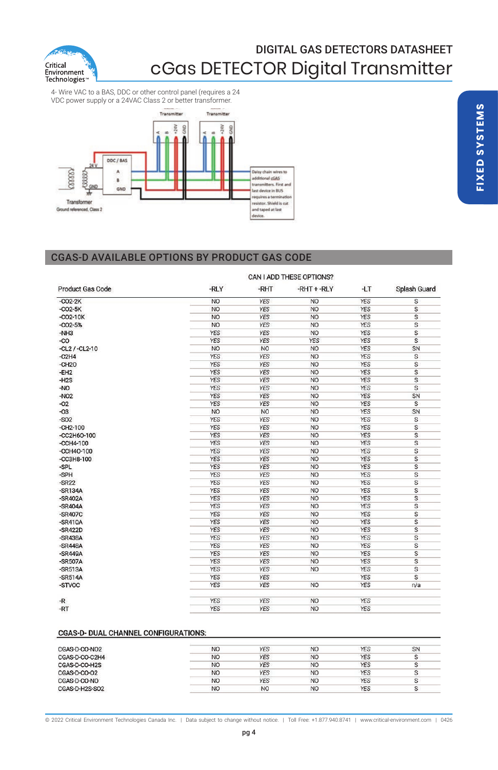# DIGITAL GAS DETECTORS DATASHEET

# cGas DETECTOR Digital Transmitter

4- Wire VAC to a BAS, DDC or other control panel (requires a 24 VDC power supply or a 24VAC Class 2 or better transformer.

Transmitter
A
B
+24V
GND

Transmitter
A
B
+24V
GND

DDC / BAS
24 V
A
B
GND

GND

Transformer
Ground referenced, Class 2

Daisy chain wires to additional cGAS transmitters. First and last device in BUS requires a termination resistor. Shield is cut and taped at last device.

## CGAS-D AVAILABLE OPTIONS BY PRODUCT GAS CODE

| | CAN I ADD THESE OPTIONS? | | | | |
|---|---|---|---|---|---|
| Product Gas Code | -RLY | -RHT | -RHT + -RLY | -LT | Splash Guard |
| -CO2-2K | NO | YES | NO | YES | S |
| -CO2-5K | NO | YES | NO | YES | S |
| -CO2-10K | NO | YES | NO | YES | S |
| -CO2-5% | NO | YES | NO | YES | S |
| -NH3 | YES | YES | NO | YES | S |
| -CO | YES | YES | YES | YES | S |
| -CL2 / -CL2-10 | NO | NO | NO | YES | SN |
| -C2H4 | YES | YES | NO | YES | S |
| -CH2O | YES | YES | NO | YES | S |
| -EH2 | YES | YES | NO | YES | S |
| -H2S | YES | YES | NO | YES | S |
| -NO | YES | YES | NO | YES | S |
| -NO2 | YES | YES | NO | YES | SN |
| -O2 | YES | YES | NO | YES | S |
| -O3 | NO | NO | NO | YES | SN |
| -SO2 | YES | YES | NO | YES | S |
| -CH2-100 | YES | YES | NO | YES | S |
| -CC2H6O-100 | YES | YES | NO | YES | S |
| -CCH4-100 | YES | YES | NO | YES | S |
| -CCH4O-100 | YES | YES | NO | YES | S |
| -CC3H8-100 | YES | YES | NO | YES | S |
| -SPL | YES | YES | NO | YES | S |
| -SPH | YES | YES | NO | YES | S |
| -SR22 | YES | YES | NO | YES | S |
| -SR134A | YES | YES | NO | YES | S |
| -SR402A | YES | YES | NO | YES | S |
| -SR404A | YES | YES | NO | YES | S |
| -SR407C | YES | YES | NO | YES | S |
| -SR410A | YES | YES | NO | YES | S |
| -SR422D | YES | YES | NO | YES | S |
| -SR438A | YES | YES | NO | YES | S |
| -SR448A | YES | YES | NO | YES | S |
| -SR449A | YES | YES | NO | YES | S |
| -SR507A | YES | YES | NO | YES | S |
| -SR513A | YES | YES | NO | YES | S |
| -SR514A | YES | YES | | YES | S |
| -STVOC | YES | YES | NO | YES | n/a |
| | | | | | |
| -R | YES | YES | NO | YES | |
| -RT | YES | YES | NO | YES | |

### CGAS-D- DUAL CHANNEL CONFIGURATIONS:

| | -RLY | -RHT | -RHT + -RLY | -LT | Splash Guard |
|---|---|---|---|---|---|
| CGAS-D-CO-NO2 | NO | YES | NO | YES | SN |
| CGAS-D-CO-C2H4 | NO | YES | NO | YES | S |
| CGAS-D-CO-H2S | NO | YES | NO | YES | S |
| CGAS-D-CO-O2 | NO | YES | NO | YES | S |
| CGAS-D-CO-NO | NO | YES | NO | YES | S |
| CGAS-D-H2S-SO2 | NO | NO | NO | YES | S |

© 2022 Critical Environment Technologies Canada Inc. | Data subject to change without notice. | Toll Free: +1.877.940.8741 | www.critical-environment.com | 0426